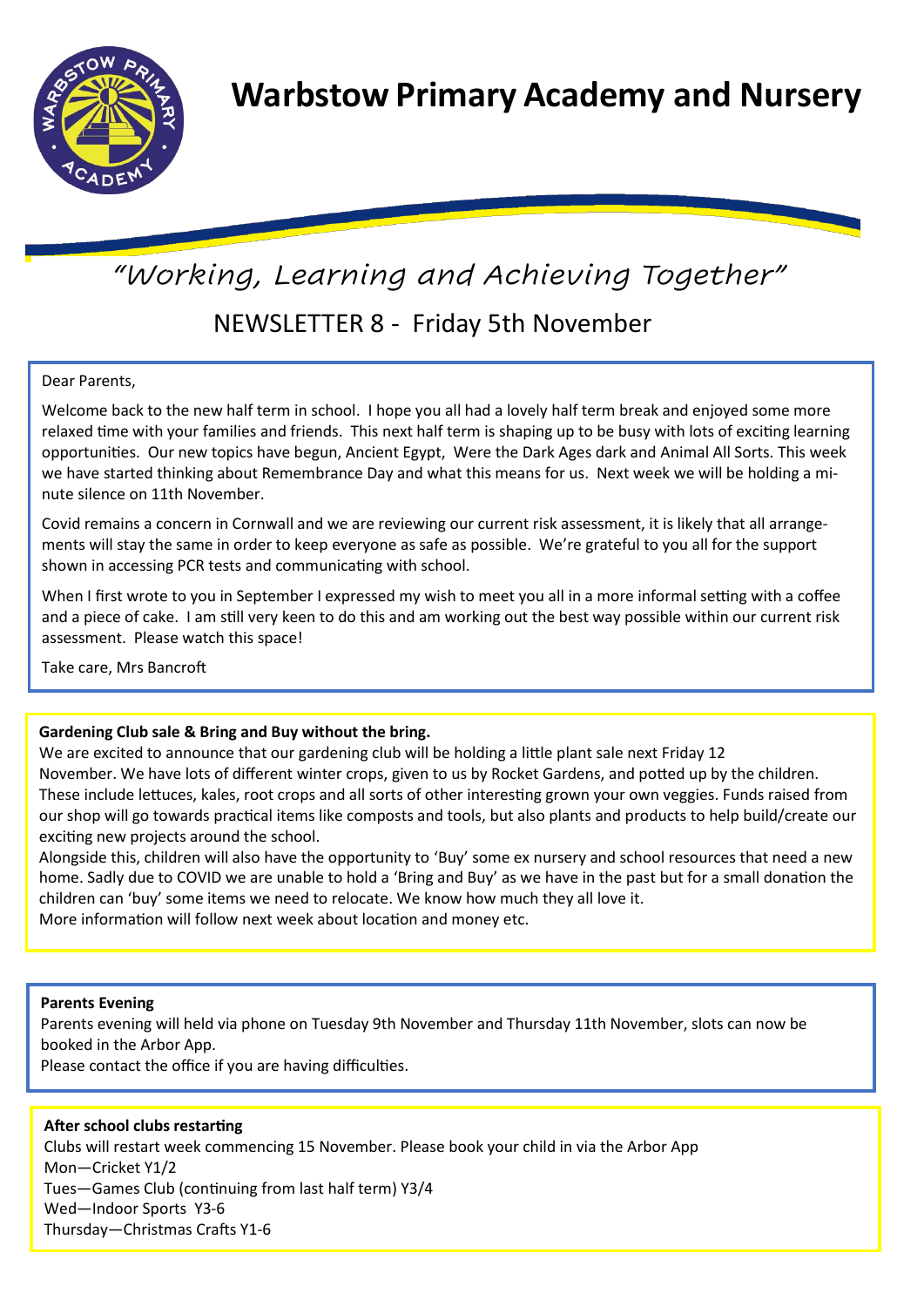# Warbstow Primary Academy and Nursery

*"Working, Learning and Achieving Together"*

## NEWSLETTER 8 - Friday 5th November

Dear Parents,

Welcome back to the new half term in school. I hope you all had a lovely half term break and enjoyed some more relaxed time with your families and friends. This next half term is shaping up to be busy with lots of exciting learning opportunities. Our new topics have begun, Ancient Egypt, Were the Dark Ages dark and Animal All Sorts. This week we have started thinking about Remembrance Day and what this means for us. Next week we will be holding a minute silence on 11th November.

Covid remains a concern in Cornwall and we are reviewing our current risk assessment, it is likely that all arrangements will stay the same in order to keep everyone as safe as possible. We're grateful to you all for the support shown in accessing PCR tests and communicating with school.

When I first wrote to you in September I expressed my wish to meet you all in a more informal setting with a coffee and a piece of cake. I am still very keen to do this and am working out the best way possible within our current risk assessment. Please watch this space!

Take care, Mrs Bancroft

**Gardening Club sale & Bring and Buy without the bring.**

We are excited to announce that our gardening club will be holding a little plant sale next Friday 12 November. We have lots of different winter crops, given to us by Rocket Gardens, and potted up by the children. These include lettuces, kales, root crops and all sorts of other interesting grown your own veggies. Funds raised from our shop will go towards practical items like composts and tools, but also plants and products to help build/create our exciting new projects around the school.

Alongside this, children will also have the opportunity to 'Buy' some ex nursery and school resources that need a new home. Sadly due to COVID we are unable to hold a 'Bring and Buy' as we have in the past but for a small donation the children can 'buy' some items we need to relocate. We know how much they all love it.

More information will follow next week about location and money etc.

**Parents Evening**

Parents evening will held via phone on Tuesday 9th November and Thursday 11th November, slots can now be booked in the Arbor App.

Please contact the office if you are having difficulties.

**After school clubs restarting**

Clubs will restart week commencing 15 November. Please book your child in via the Arbor App

Mon—Cricket Y1/2

Tues—Games Club (continuing from last half term) Y3/4

Wed—Indoor Sports Y3-6

Thursday—Christmas Crafts Y1-6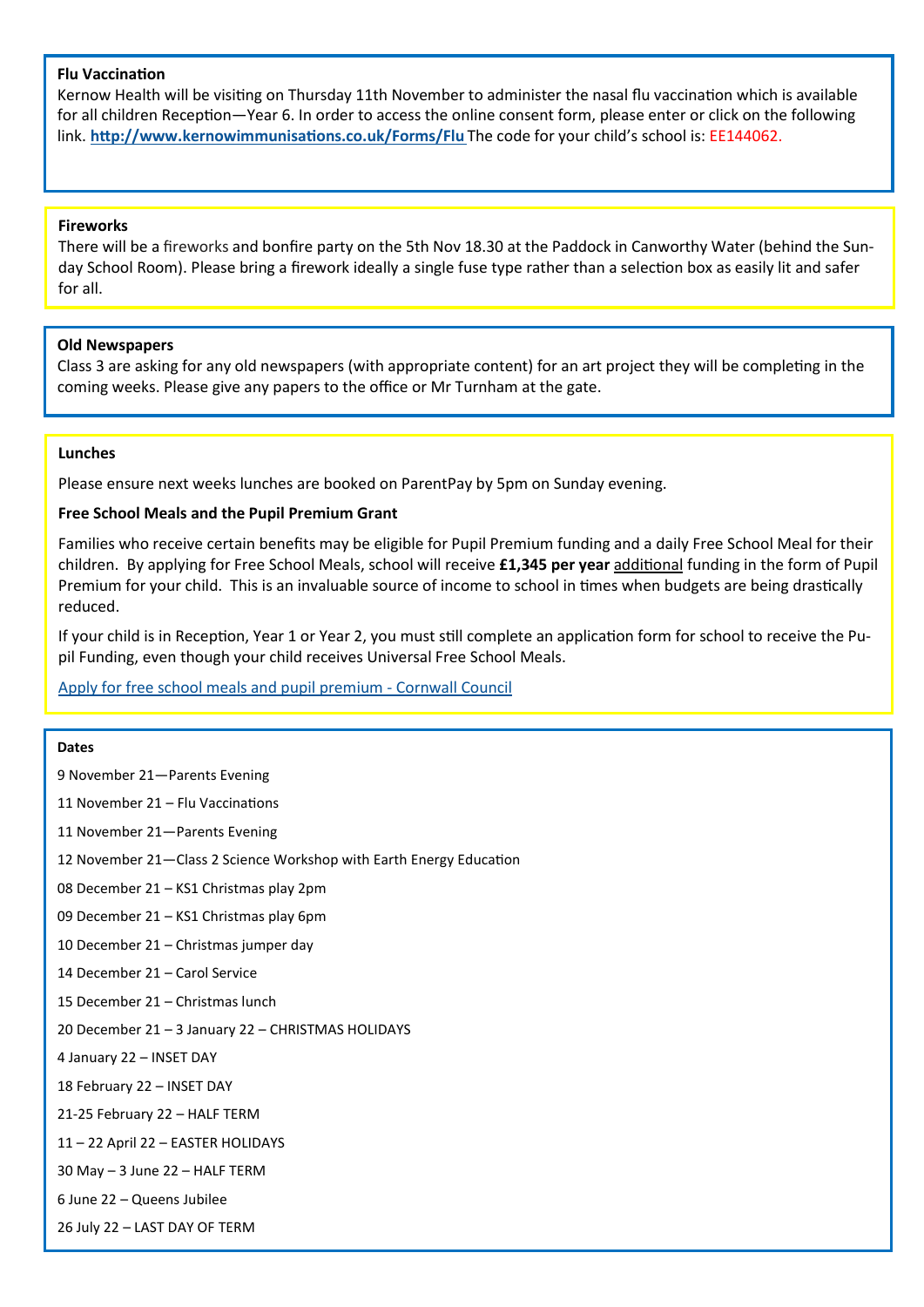### Flu Vaccination

Kernow Health will be visiting on Thursday 11th November to administer the nasal flu vaccination which is available for all children Reception—Year 6. In order to access the online consent form, please enter or click on the following link. **http://www.kernowimmunisations.co.uk/Forms/Flu** The code for your child's school is: EE144062.

### Fireworks

There will be a fireworks and bonfire party on the 5th Nov 18.30 at the Paddock in Canworthy Water (behind the Sunday School Room). Please bring a firework ideally a single fuse type rather than a selection box as easily lit and safer for all.

### Old Newspapers

Class 3 are asking for any old newspapers (with appropriate content) for an art project they will be completing in the coming weeks. Please give any papers to the office or Mr Turnham at the gate.

### Lunches

Please ensure next weeks lunches are booked on ParentPay by 5pm on Sunday evening.

**Free School Meals and the Pupil Premium Grant**

Families who receive certain benefits may be eligible for Pupil Premium funding and a daily Free School Meal for their children. By applying for Free School Meals, school will receive **£1,345 per year** additional funding in the form of Pupil Premium for your child. This is an invaluable source of income to school in times when budgets are being drastically reduced.

If your child is in Reception, Year 1 or Year 2, you must still complete an application form for school to receive the Pupil Funding, even though your child receives Universal Free School Meals.

Apply for free school meals and pupil premium - Cornwall Council

### Dates

9 November 21—Parents Evening

11 November 21 – Flu Vaccinations

11 November 21—Parents Evening

12 November 21—Class 2 Science Workshop with Earth Energy Education

08 December 21 – KS1 Christmas play 2pm

09 December 21 – KS1 Christmas play 6pm

10 December 21 – Christmas jumper day

14 December 21 – Carol Service

15 December 21 – Christmas lunch

20 December 21 – 3 January 22 – CHRISTMAS HOLIDAYS

4 January 22 – INSET DAY

18 February 22 – INSET DAY

21-25 February 22 – HALF TERM

11 – 22 April 22 – EASTER HOLIDAYS

30 May – 3 June 22 – HALF TERM

6 June 22 – Queens Jubilee

26 July 22 – LAST DAY OF TERM